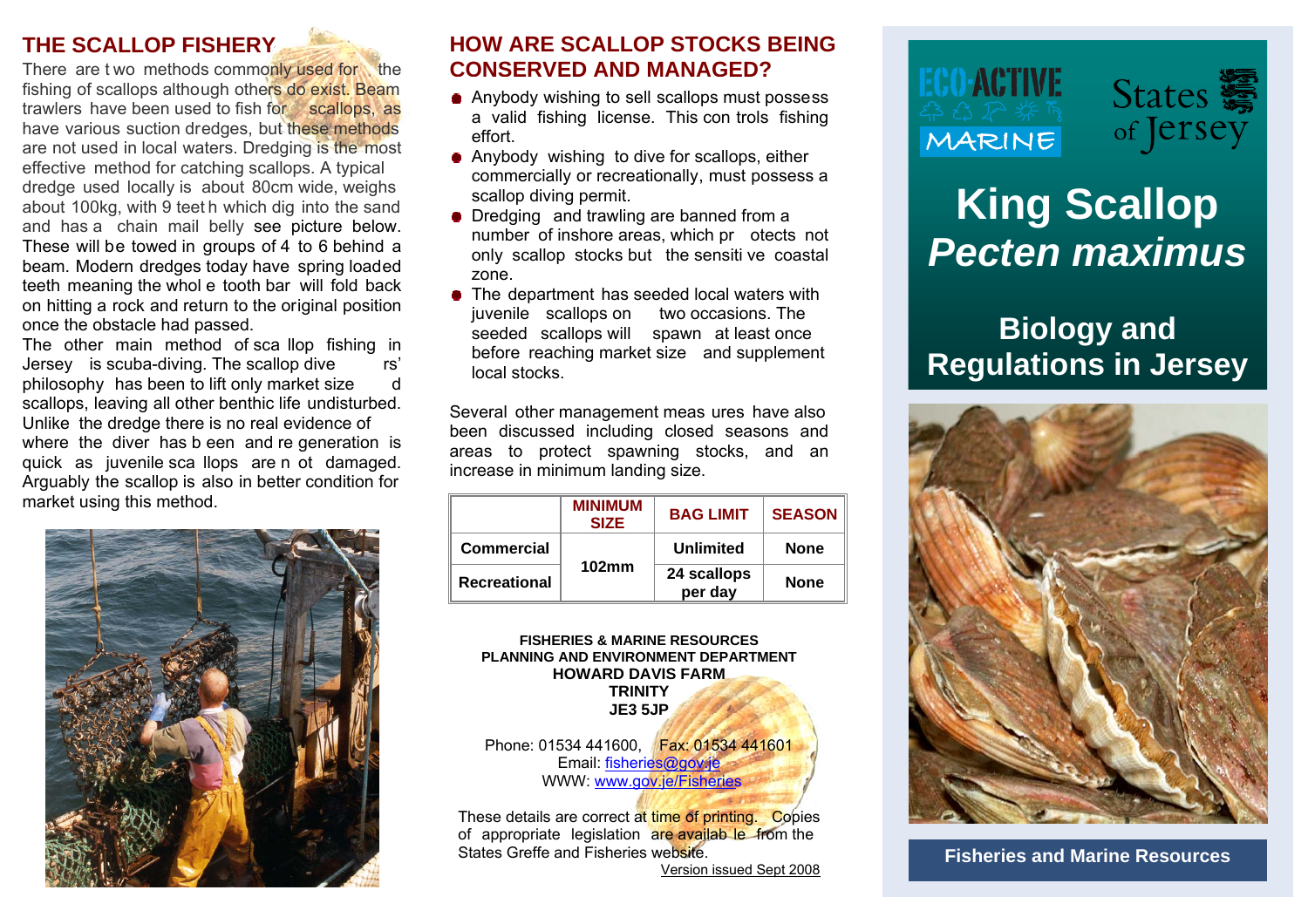## THE SCALLOP FISHERY

There are two methods commonly used for the fishing of scallops although others do exist. Beam trawlers have been used to fish for scallops, as have various suction dredges, but these methods are not used in local waters. Dredging is the most effective method for catching scallops. A typical dredge used locally is about 80cm wide, weighs about 100kg, with 9 teeth which dig into the sand and has a chain mail belly see picture below. These will be towed in groups of 4 to 6 behind a beam. Modern dredges today have spring loaded teeth meaning the whole tooth bar will fold back on hitting a rock and return to the original position once the obstacle had passed.

The other main method of scallop fishing in Jersey is scuba-diving. The scallop divers' philosophy has been to lift only market sized scallops, leaving all other benthic life undisturbed. Unlike the dredge there is no real evidence of where the diver has been and regeneration is quick as juvenile scallops are not damaged. Arguably the scallop is also in better condition for market using this method.

## HOW ARE SCALLOP STOCKS BEING CONSERVED AND MANAGED?

- Anybody wishing to sell scallops must possess a valid fishing license. This controls fishing effort.
- Anybody wishing to dive for scallops, either commercially or recreationally, must possess a scallop diving permit.
- Dredging and trawling are banned from a number of inshore areas, which protects not only scallop stocks but the sensitive coastal zone.
- The department has seeded local waters with juvenile scallops on two occasions. The seeded scallops will spawn at least once before reaching market size and supplement local stocks.

Several other management measures have also been discussed including closed seasons and areas to protect spawning stocks, and an increase in minimum landing size.

| | MINIMUM SIZE | BAG LIMIT | SEASON |
|---|---|---|---|
| Commercial | 102mm | Unlimited | None |
| Recreational | | 24 scallops per day | None |

**FISHERIES & MARINE RESOURCES**
**PLANNING AND ENVIRONMENT DEPARTMENT**
**HOWARD DAVIS FARM**
**TRINITY**
**JE3 5JP**

Phone: 01534 441600, Fax: 01534 441601
Email: fisheries@gov.je
WWW: www.gov.je/Fisheries

These details are correct at time of printing. Copies of appropriate legislation are available from the States Greffe and Fisheries website.

Version issued Sept 2008

ECO-ACTIVE MARINE

States of Jersey

# King Scallop
# *Pecten maximus*

## Biology and Regulations in Jersey

**Fisheries and Marine Resources**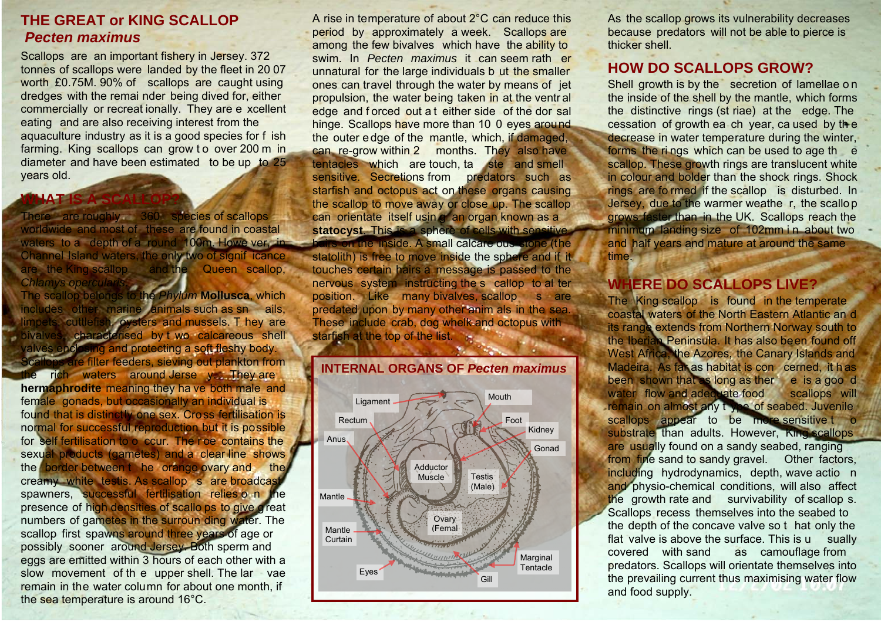# THE GREAT or KING SCALLOP

## *Pecten maximus*

Scallops are an important fishery in Jersey. 372 tonnes of scallops were landed by the fleet in 2007 worth £0.75M. 90% of scallops are caught using dredges with the remainder being dived for, either commercially or recreationally. They are excellent eating and are also receiving interest from the aquaculture industry as it is a good species for fish farming. King scallops can grow to over 200 m in diameter and have been estimated to be up to 25 years old.

## WHAT IS A SCALLOP?

There are roughly 360 species of scallops worldwide and most of these are found in coastal waters to a depth of around 100m. However, in Channel Island waters, the only two of significance are the King scallop and the Queen scallop, *Chlamys opercularis*.

The scallop belongs to the *Phylum* **Mollusca**, which includes other marine animals such as snails, limpets, cuttlefish, oysters and mussels. They are bivalves, characterised by two calcareous shell valves enclosing and protecting a soft fleshy body. Scallops are filter feeders, sieving out plankton from the rich waters around Jersey. They are **hermaphrodite** meaning they have both male and female gonads, but occasionally an individual is found that is distinctly one sex. Cross fertilisation is normal for successful reproduction but it is possible for self fertilisation to occur. The roe contains the sexual products (gametes) and a clear line shows the border between the orange ovary and the creamy white testis. As scallops are broadcast spawners, successful fertilisation relies on the presence of high densities of scallops to give great numbers of gametes in the surrounding water. The scallop first spawns around three years of age or possibly sooner around Jersey. Both sperm and eggs are emitted within 3 hours of each other with a slow movement of the upper shell. The larvae remain in the water column for about one month, if the sea temperature is around 16°C.

A rise in temperature of about 2°C can reduce this period by approximately a week. Scallops are among the few bivalves which have the ability to swim. In *Pecten maximus* it can seem rather unnatural for the large individuals but the smaller ones can travel through the water by means of jet propulsion, the water being taken in at the ventral edge and forced out at either side of the dorsal hinge. Scallops have more than 100 eyes around the outer edge of the mantle, which, if damaged, can re-grow within 2 months. They also have tentacles which are touch, taste and smell sensitive. Secretions from predators such as starfish and octopus act on these organs causing the scallop to move away or close up. The scallop can orientate itself using an organ known as a **statocyst**. This is a sphere of cells with sensitive hairs on the inside. A small calcareous stone (the statolith) is free to move inside the sphere and if it touches certain hairs a message is passed to the nervous system instructing the scallop to alter position. Like many bivalves, scallops are predated upon by many other animals in the sea. These include crab, dog whelk and octopus with starfish at the top of the list.

**INTERNAL ORGANS OF *Pecten maximus***

Ligament
Mouth
Rectum
Foot
Kidney
Anus
Gonad
Adductor Muscle
Testis (Male)
Mantle
Ovary (Femal
Mantle Curtain
Marginal Tentacle
Eyes
Gill

As the scallop grows its vulnerability decreases because predators will not be able to pierce is thicker shell.

## HOW DO SCALLOPS GROW?

Shell growth is by the secretion of lamellae on the inside of the shell by the mantle, which forms the distinctive rings (striae) at the edge. The cessation of growth each year, caused by the decrease in water temperature during the winter, forms the rings which can be used to age the scallop. These growth rings are translucent white in colour and bolder than the shock rings. Shock rings are formed if the scallop is disturbed. In Jersey, due to the warmer weather, the scallop grows faster than in the UK. Scallops reach the minimum landing size of 102mm in about two and half years and mature at around the same time.

## WHERE DO SCALLOPS LIVE?

The King scallop is found in the temperate coastal waters of the North Eastern Atlantic and its range extends from Northern Norway south to the Iberian Peninsula. It has also been found off West Africa, the Azores, the Canary Islands and Madeira. As far as habitat is concerned, it has been shown that as long as there is a good water flow and adequate food scallops will remain on almost any type of seabed. Juvenile scallops appear to be more sensitive to substrate than adults. However, King scallops are usually found on a sandy seabed, ranging from fine sand to sandy gravel. Other factors, including hydrodynamics, depth, wave action and physio-chemical conditions, will also affect the growth rate and survivability of scallops. Scallops recess themselves into the seabed to the depth of the concave valve so that only the flat valve is above the surface. This is usually covered with sand as camouflage from predators. Scallops will orientate themselves into the prevailing current thus maximising water flow and food supply.